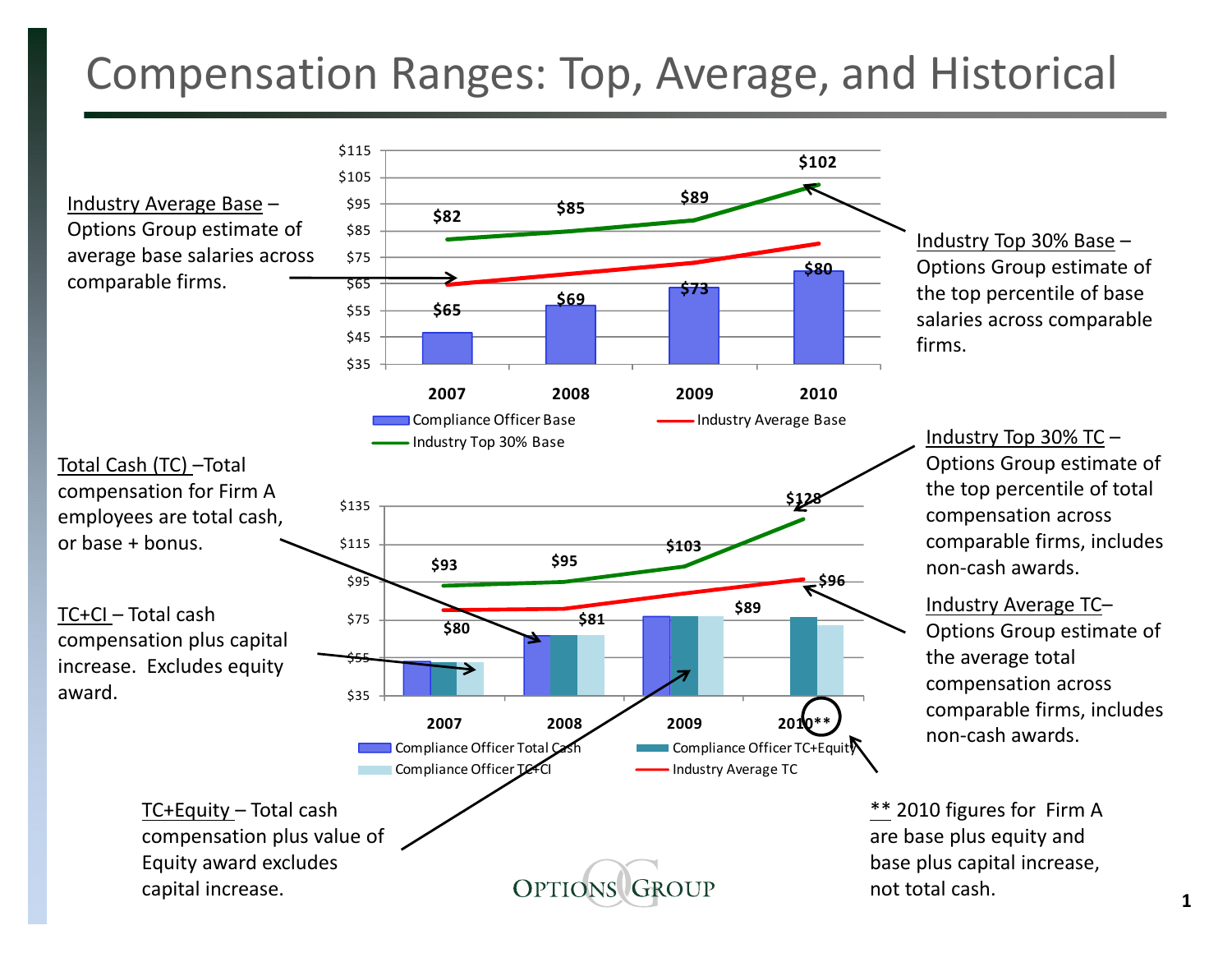# Compensation Ranges: Top, Average, and Historical

**Industry Average Base** – Options Group estimate of average base salaries across comparable firms.

**Industry Top 30% Base** – Options Group estimate of the top percentile of base salaries across comparable firms.

| Year | Industry Top 30% Base | Industry Average Base |
|---|---|---|
| 2007 | $82 | $65 |
| 2008 | $85 | $69 |
| 2009 | $89 | $73 |
| 2010 | $102 | $80 |

Legend: Compliance Officer Base; Industry Average Base; Industry Top 30% Base

**Total Cash (TC)** – Total compensation for Firm A employees are total cash, or base + bonus.

**TC+CI** – Total cash compensation plus capital increase. Excludes equity award.

**TC+Equity** – Total cash compensation plus value of Equity award excludes capital increase.

**Industry Top 30% TC** – Options Group estimate of the top percentile of total compensation across comparable firms, includes non-cash awards.

**Industry Average TC** – Options Group estimate of the average total compensation across comparable firms, includes non-cash awards.

| Year | Industry Top 30% TC | Industry Average TC |
|---|---|---|
| 2007 | $93 | $80 |
| 2008 | $95 | $81 |
| 2009 | $103 | $89 |
| 2010** | $128 | $96 |

Legend: Compliance Officer Total Cash; Compliance Officer TC+Equity; Compliance Officer TC+CI; Industry Average TC

** 2010 figures for Firm A are base plus equity and base plus capital increase, not total cash.

OPTIONS GROUP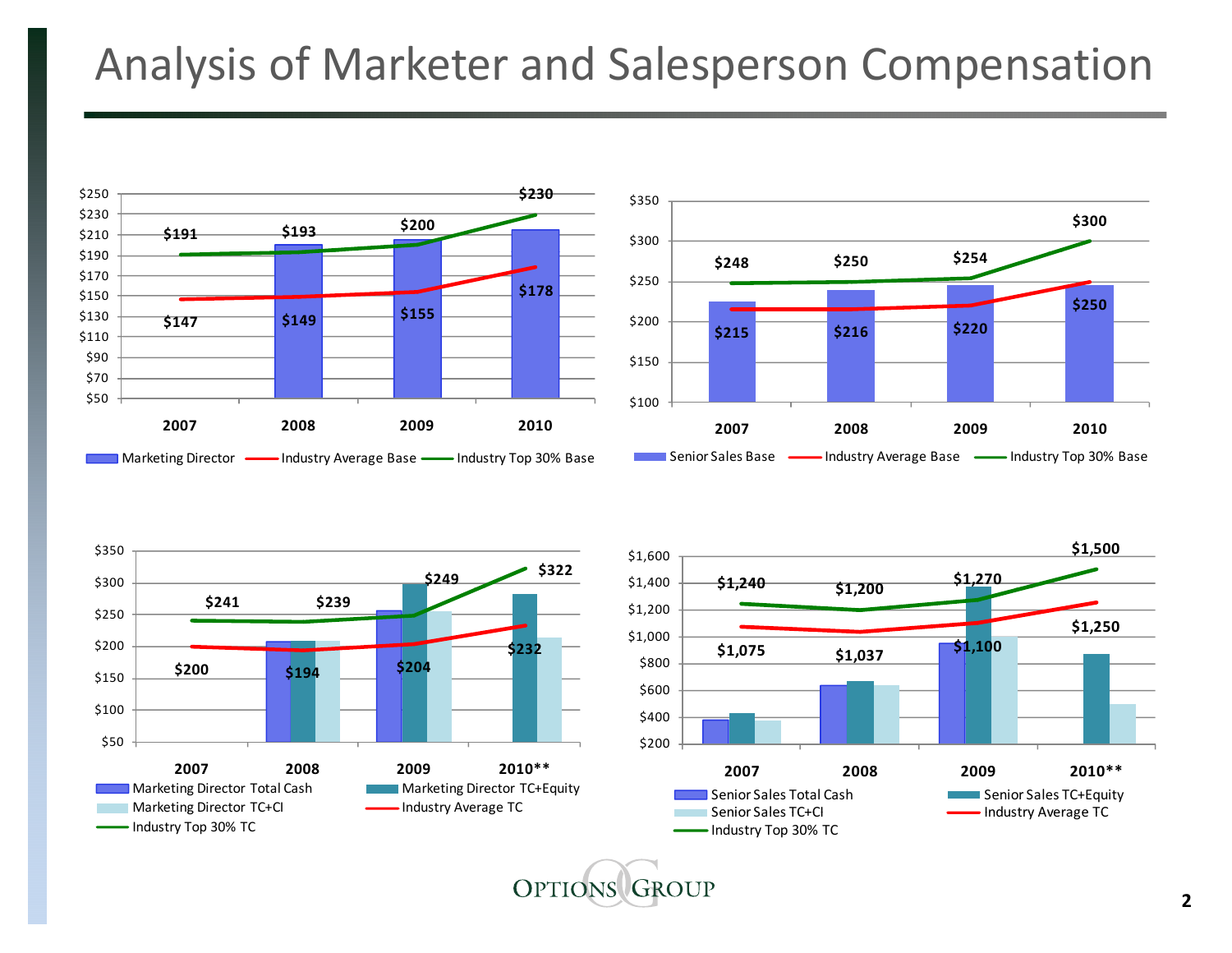# Analysis of Marketer and Salesperson Compensation

$250
$230
$210
$190
$170
$150
$130
$110
$90
$70
$50

$191 $193 $200 $230
$147 $149 $155 $178

2007 2008 2009 2010

Marketing Director — Industry Average Base — Industry Top 30% Base

$350
$300
$250
$200
$150
$100

$248 $250 $254 $300
$215 $216 $220 $250

2007 2008 2009 2010

Senior Sales Base — Industry Average Base — Industry Top 30% Base

$350
$300
$250
$200
$150
$100
$50

$241 $239 $249 $322
$200 $194 $204 $232

2007 2008 2009 2010**

Marketing Director Total Cash
Marketing Director TC+Equity
Marketing Director TC+CI
Industry Average TC
Industry Top 30% TC

$1,600
$1,400
$1,200
$1,000
$800
$600
$400
$200

$1,240 $1,200 $1,270 $1,500
$1,075 $1,037 $1,100 $1,250

2007 2008 2009 2010**

Senior Sales Total Cash
Senior Sales TC+Equity
Senior Sales TC+CI
Industry Average TC
Industry Top 30% TC

OPTIONS GROUP